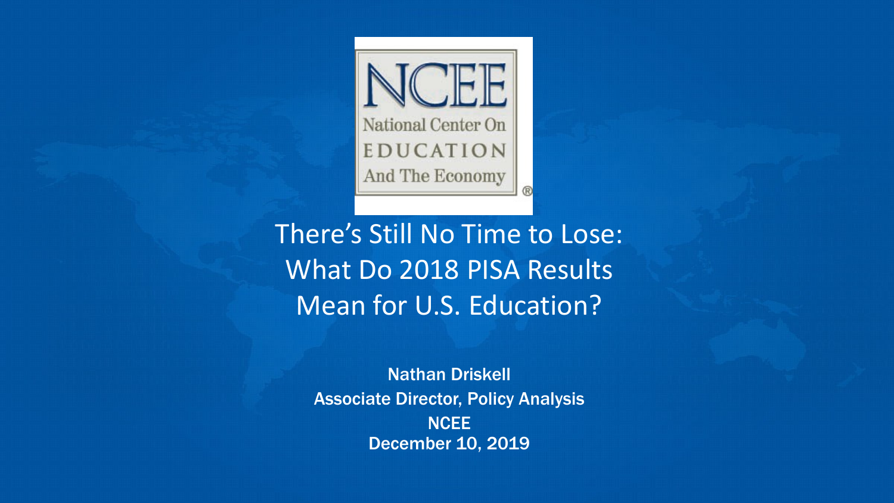NCEE

National Center On EDUCATION And The Economy

# There's Still No Time to Lose: What Do 2018 PISA Results Mean for U.S. Education?

**Nathan Driskell**
**Associate Director, Policy Analysis**
**NCEE**
**December 10, 2019**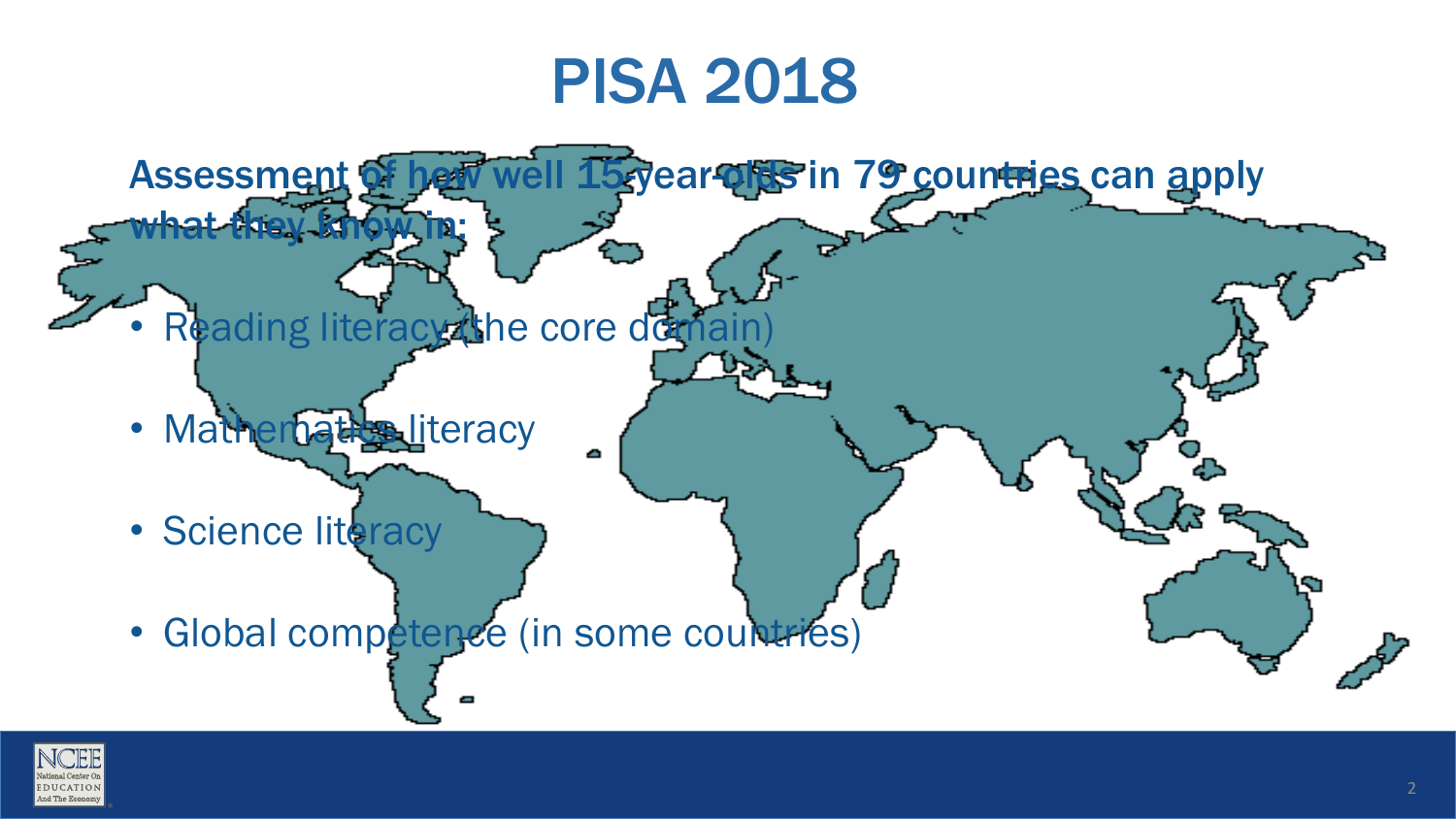# PISA 2018

Assessment of how well 15-year-olds in 79 countries can apply what they know in:

- Reading literacy (the core domain)
- Mathematics literacy
- Science literacy
- Global competence (in some countries)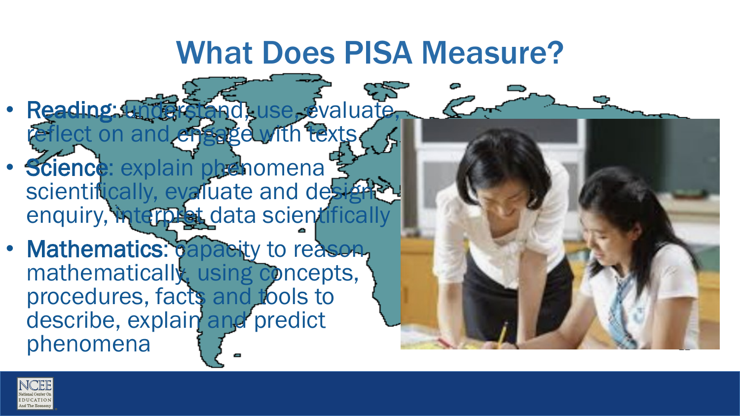# What Does PISA Measure?

- **Reading**: understand, use, evaluate, reflect on and engage with texts
- **Science**: explain phenomena scientifically, evaluate and design enquiry, interpret data scientifically
- **Mathematics**: capacity to reason mathematically, using concepts, procedures, facts and tools to describe, explain and predict phenomena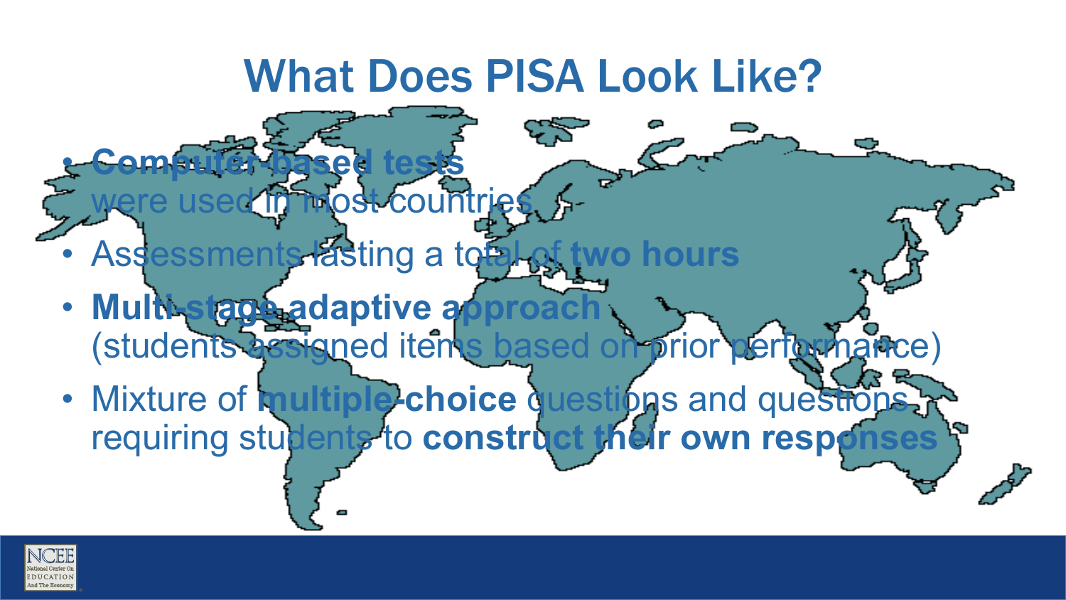# What Does PISA Look Like?

- **Computer-based tests** were used in most countries
- Assessments lasting a total of **two hours**
- **Multi-stage adaptive approach** (students assigned items based on prior performance)
- Mixture of **multiple-choice** questions and questions requiring students to **construct their own responses**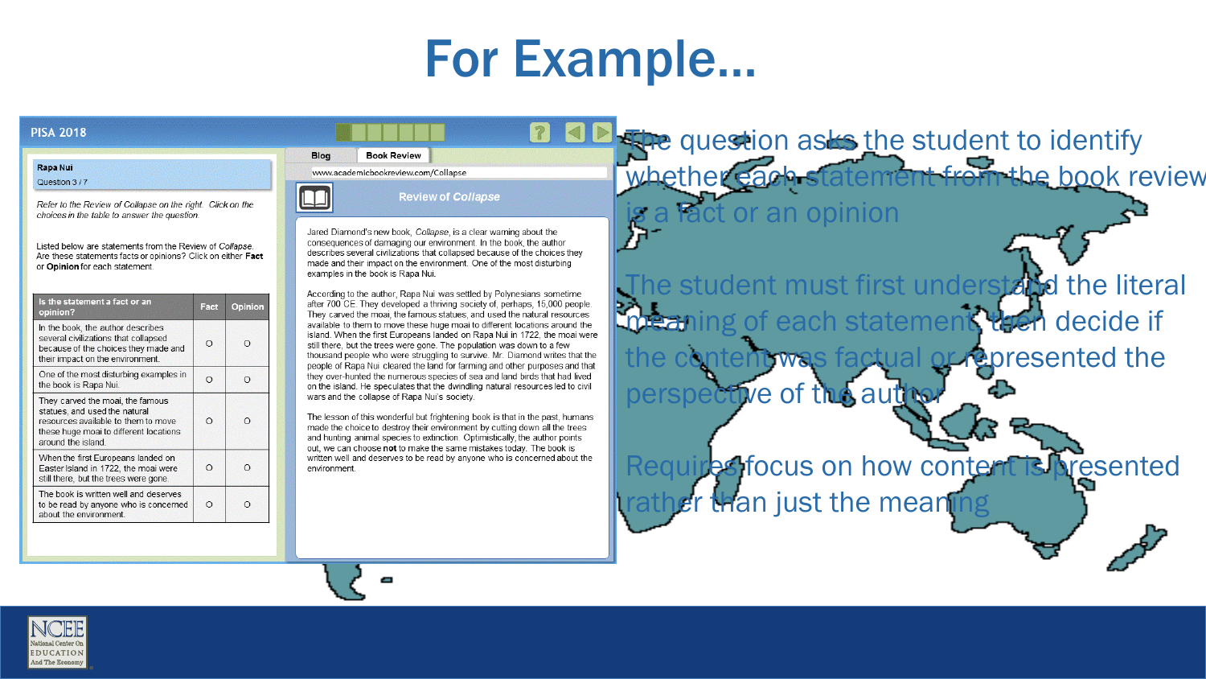# For Example…

**PISA 2018**

**Rapa Nui**
Question 3 / 7

*Refer to the Review of Collapse on the right. Click on the choices in the table to answer the question.*

Listed below are statements from the Review of *Collapse*. Are these statements facts or opinions? Click on either **Fact** or **Opinion** for each statement.

| Is the statement a fact or an opinion? | Fact | Opinion |
|---|---|---|
| In the book, the author describes several civilizations that collapsed because of the choices they made and their impact on the environment. | ○ | ○ |
| One of the most disturbing examples in the book is Rapa Nui. | ○ | ○ |
| They carved the moai, the famous statues, and used the natural resources available to them to move these huge moai to different locations around the island. | ○ | ○ |
| When the first Europeans landed on Easter Island in 1722, the moai were still there, but the trees were gone. | ○ | ○ |
| The book is written well and deserves to be read by anyone who is concerned about the environment. | ○ | ○ |

Blog | Book Review

www.academicbookreview.com/Collapse

**Review of *Collapse***

Jared Diamond's new book, *Collapse*, is a clear warning about the consequences of damaging our environment. In the book, the author describes several civilizations that collapsed because of the choices they made and their impact on the environment. One of the most disturbing examples in the book is Rapa Nui.

According to the author, Rapa Nui was settled by Polynesians sometime after 700 CE. They developed a thriving society of, perhaps, 15,000 people. They carved the moai, the famous statues, and used the natural resources available to them to move these huge moai to different locations around the island. When the first Europeans landed on Rapa Nui in 1722, the moai were still there, but the trees were gone. The population was down to a few thousand people who were struggling to survive. Mr. Diamond writes that the people of Rapa Nui cleared the land for farming and other purposes and that they over-hunted the numerous species of sea and land birds that had lived on the island. He speculates that the dwindling natural resources led to civil wars and the collapse of Rapa Nui's society.

The lesson of this wonderful but frightening book is that in the past, humans made the choice to destroy their environment by cutting down all the trees and hunting animal species to extinction. Optimistically, the author points out, we can choose **not** to make the same mistakes today. The book is written well and deserves to be read by anyone who is concerned about the environment.

The question asks the student to identify whether each statement from the book review is a fact or an opinion

The student must first understand the literal meaning of each statement, then decide if the content was factual or represented the perspective of the author

Requires focus on how content is presented rather than just the meaning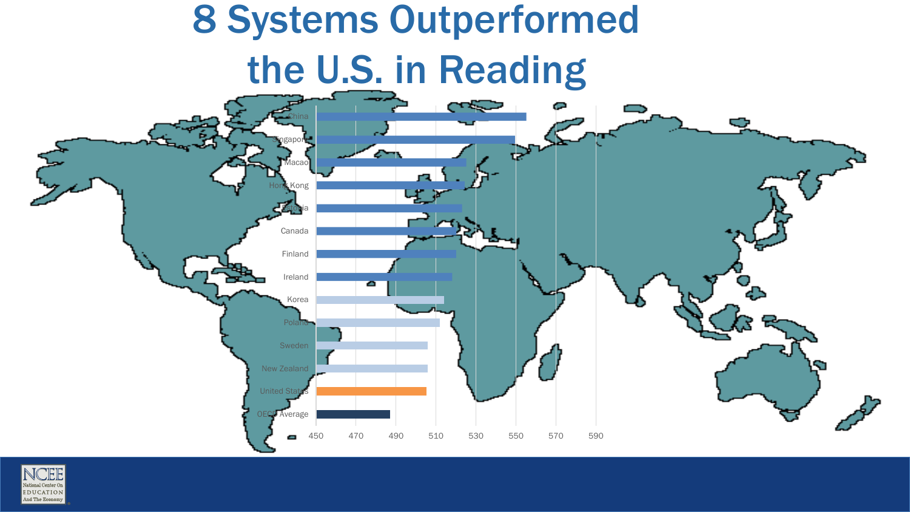# 8 Systems Outperformed the U.S. in Reading

China

Singapore

Macao

Hong Kong

Estonia

Canada

Finland

Ireland

Korea

Poland

Sweden

New Zealand

United States

OECD Average

450 470 490 510 530 550 570 590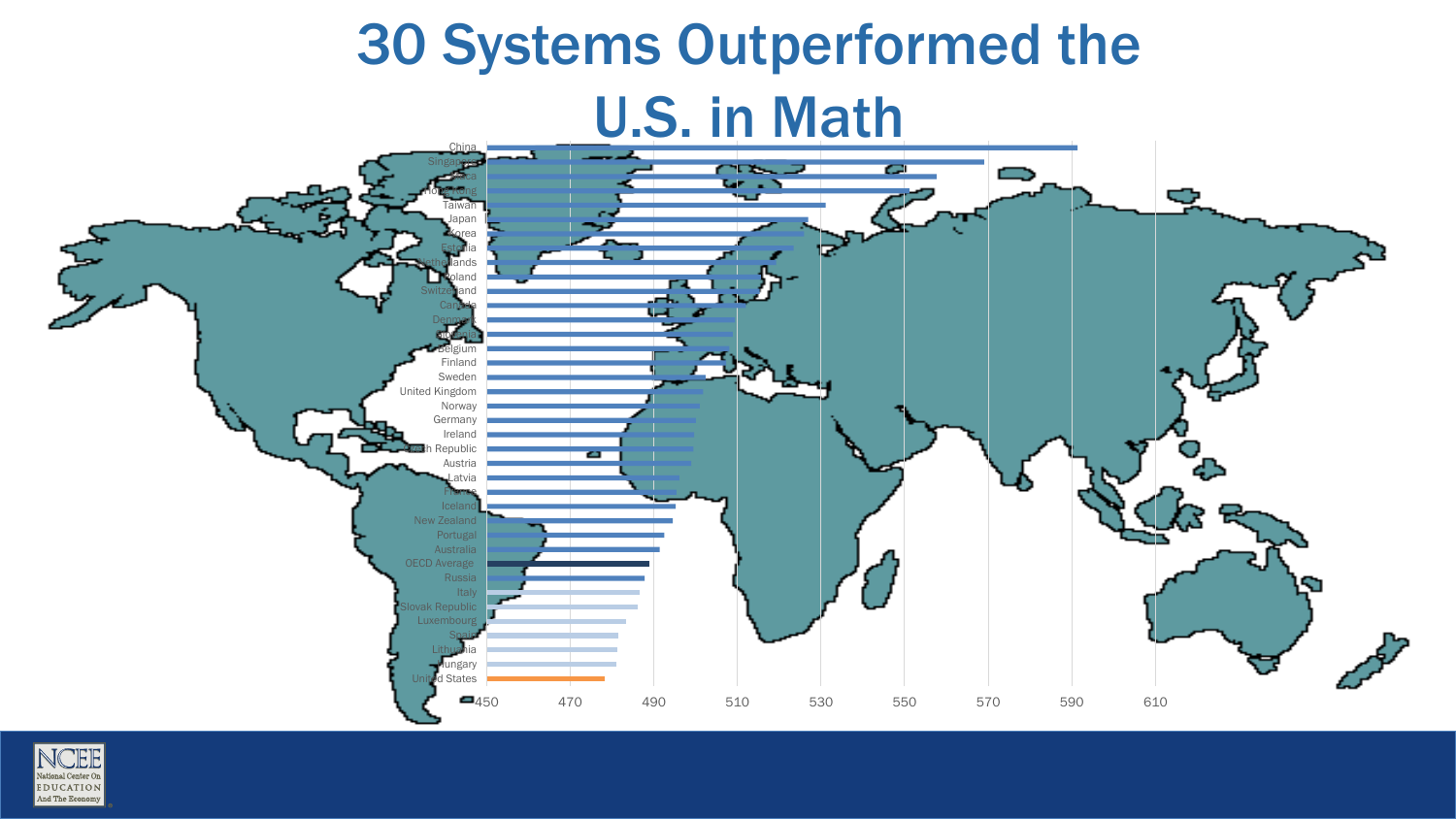# 30 Systems Outperformed the U.S. in Math

China
Singapore
Macao
Hong Kong
Taiwan
Japan
Korea
Estonia
Netherlands
Poland
Switzerland
Canada
Denmark
Slovenia
Belgium
Finland
Sweden
United Kingdom
Norway
Germany
Ireland
Czech Republic
Austria
Latvia
France
Iceland
New Zealand
Portugal
Australia
OECD Average
Russia
Italy
Slovak Republic
Luxembourg
Spain
Lithuania
Hungary
United States

450 470 490 510 530 550 570 590 610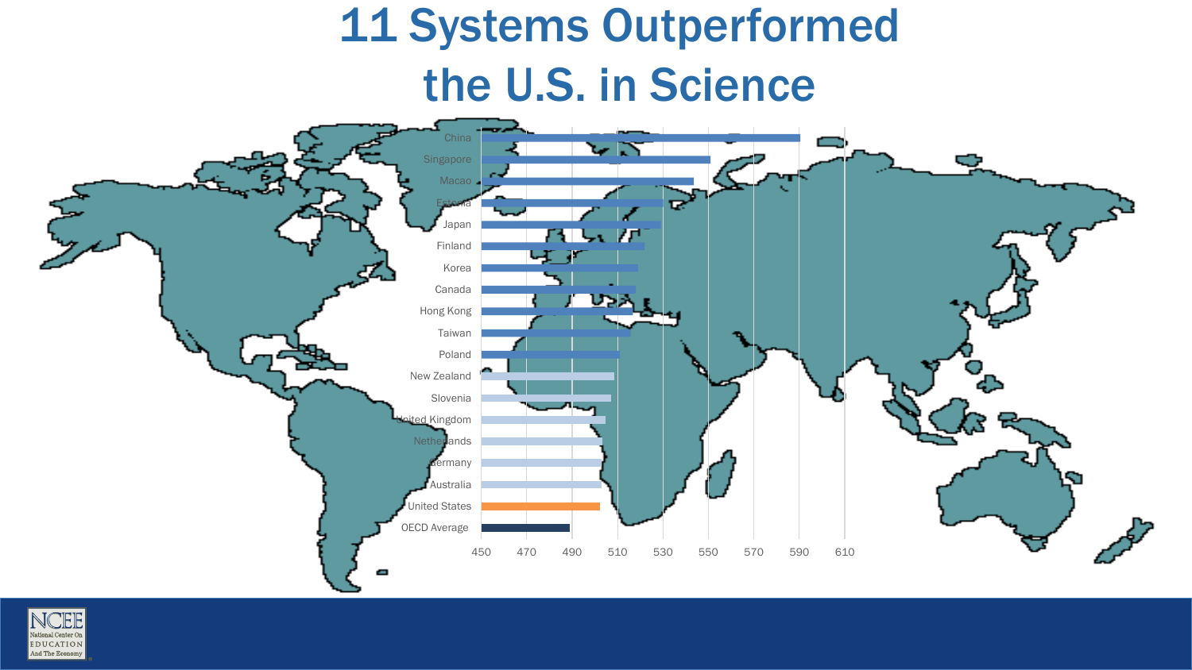# 11 Systems Outperformed the U.S. in Science

| Country | Score (approx.) |
|---|---|
| China | 590 |
| Singapore | 551 |
| Macao | 544 |
| Estonia | 530 |
| Japan | 529 |
| Finland | 522 |
| Korea | 519 |
| Canada | 518 |
| Hong Kong | 517 |
| Taiwan | 516 |
| Poland | 511 |
| New Zealand | 508 |
| Slovenia | 507 |
| United Kingdom | 505 |
| Netherlands | 503 |
| Germany | 503 |
| Australia | 503 |
| United States | 502 |
| OECD Average | 489 |

Axis: 450, 470, 490, 510, 530, 550, 570, 590, 610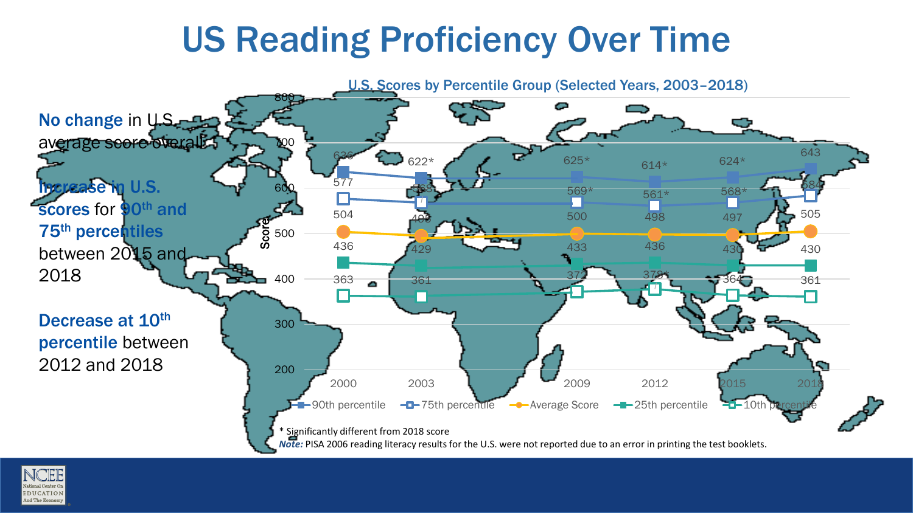# US Reading Proficiency Over Time

**No change** in U.S. average score overall

**Increase in U.S. scores** for **90th and 75th percentiles** between 2015 and 2018

**Decrease at 10th percentile** between 2012 and 2018

## U.S. Scores by Percentile Group (Selected Years, 2003–2018)

| Score | 2000 | 2003 | 2009 | 2012 | 2015 | 2018 |
|---|---|---|---|---|---|---|
| 90th percentile | 636 | 622* | 625* | 614* | 624* | 643 |
| 75th percentile | 577 | 568* | 569* | 561* | 568* | 584 |
| Average Score | 504 | 495 | 500 | 498 | 497 | 505 |
| 25th percentile | 436 | 429 | 433 | 436 | 430 | 430 |
| 10th percentile | 363 | 361 | 372 | 378* | 364 | 361 |

\* Significantly different from 2018 score

*Note:* PISA 2006 reading literacy results for the U.S. were not reported due to an error in printing the test booklets.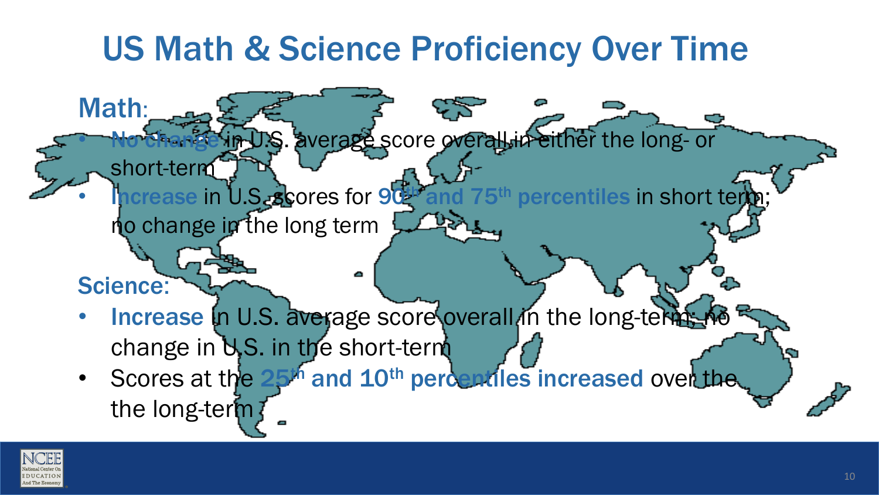# US Math & Science Proficiency Over Time

## Math:

- **No change** in U.S. average score overall in either the long- or short-term
- **Increase** in U.S. scores for **90th and 75th percentiles** in short term; no change in the long term

## Science:

- **Increase** in U.S. average score overall in the long-term; no change in U.S. in the short-term
- Scores at the **25th and 10th percentiles increased** over the the long-term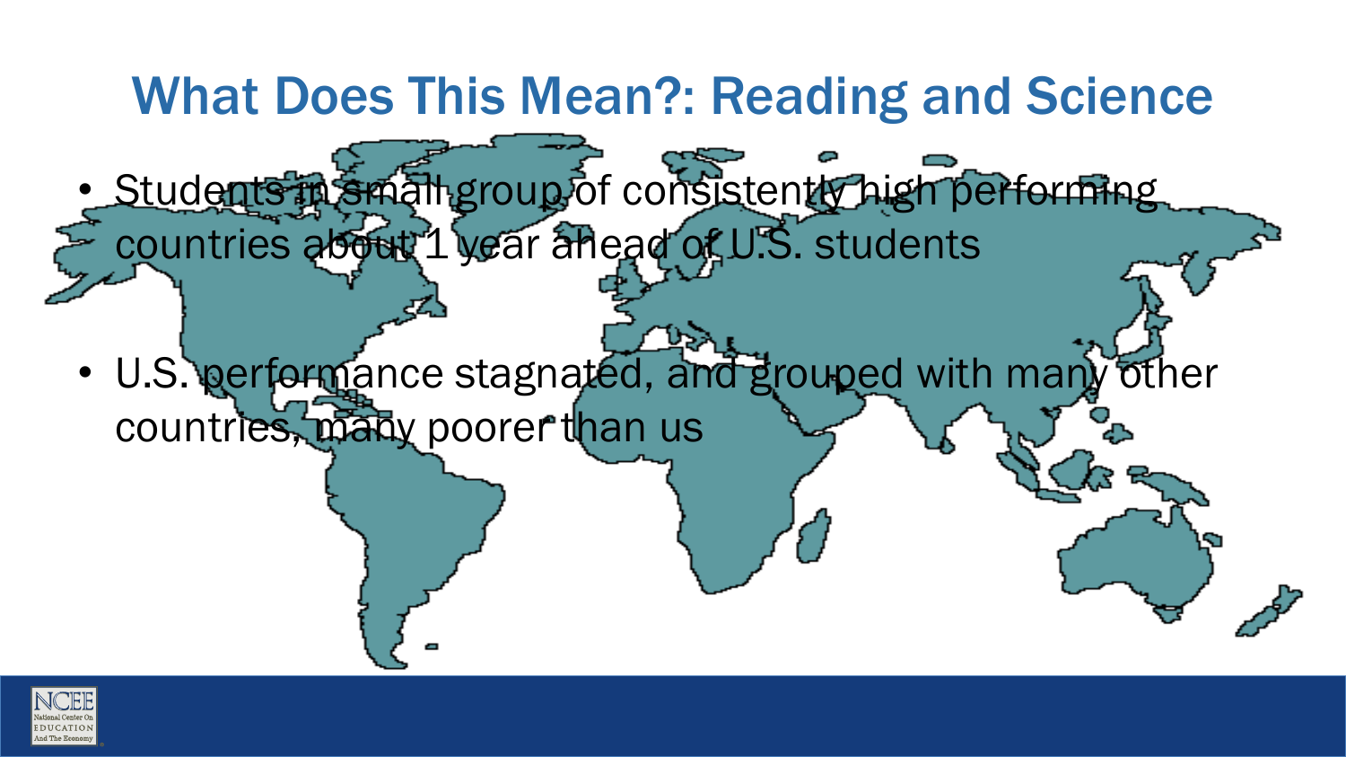# What Does This Mean?: Reading and Science

- Students in small group of consistently high performing countries about 1 year ahead of U.S. students
- U.S. performance stagnated, and grouped with many other countries, many poorer than us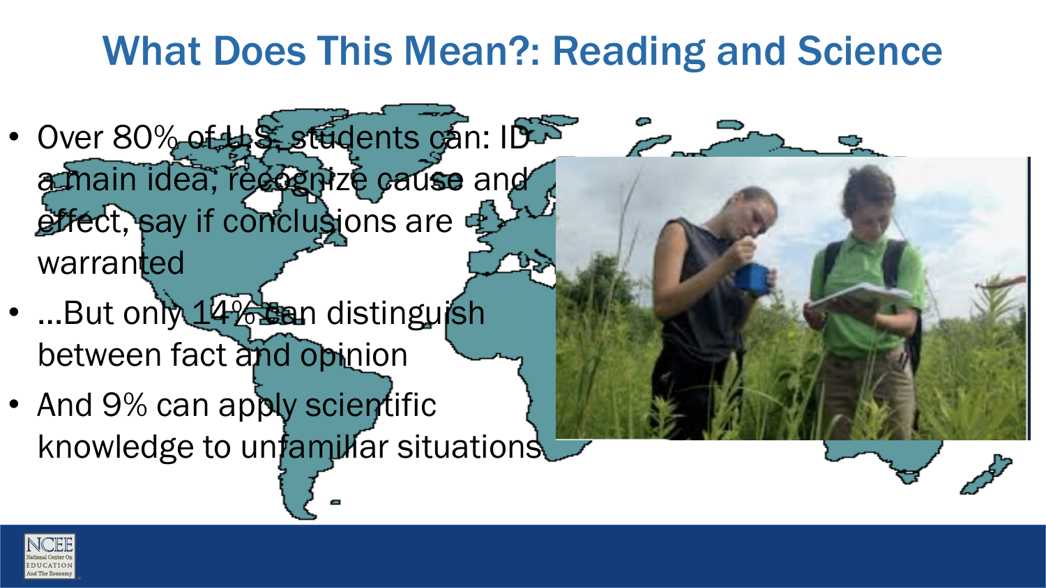# What Does This Mean?: Reading and Science

- Over 80% of U.S. students can: ID a main idea, recognize cause and effect, say if conclusions are warranted
- …But only 14% can distinguish between fact and opinion
- And 9% can apply scientific knowledge to unfamiliar situations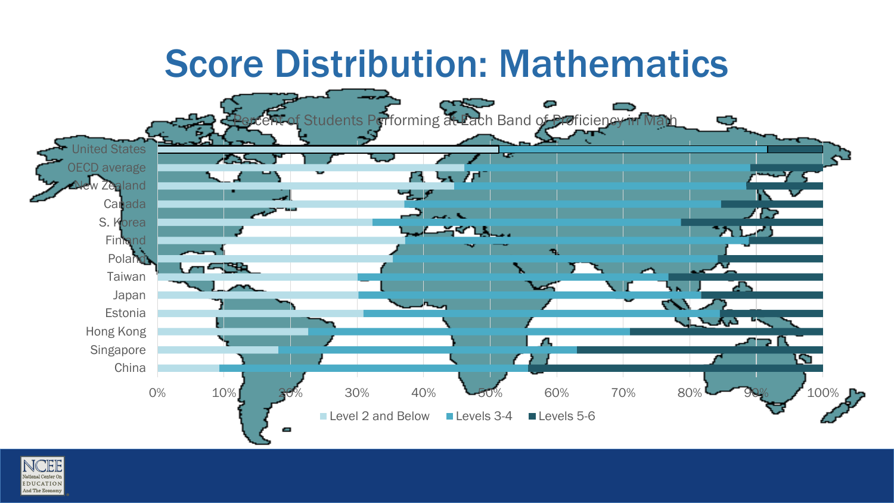# Score Distribution: Mathematics

Percent of Students Performing at Each Band of Proficiency in Math

United States
OECD average
New Zealand
Canada
S. Korea
Finland
Poland
Taiwan
Japan
Estonia
Hong Kong
Singapore
China

0% 10% 20% 30% 40% 50% 60% 70% 80% 90% 100%

Level 2 and Below | Levels 3-4 | Levels 5-6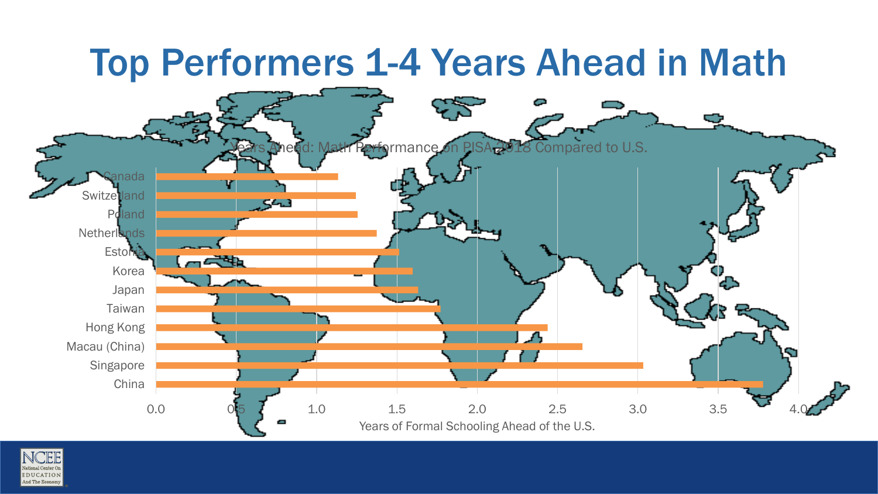# Top Performers 1-4 Years Ahead in Math

Years Ahead: Math Performance on PISA 2018 Compared to U.S.

Canada

Switzerland

Poland

Netherlands

Estonia

Korea

Japan

Taiwan

Hong Kong

Macau (China)

Singapore

China

0.0 0.5 1.0 1.5 2.0 2.5 3.0 3.5 4.0

Years of Formal Schooling Ahead of the U.S.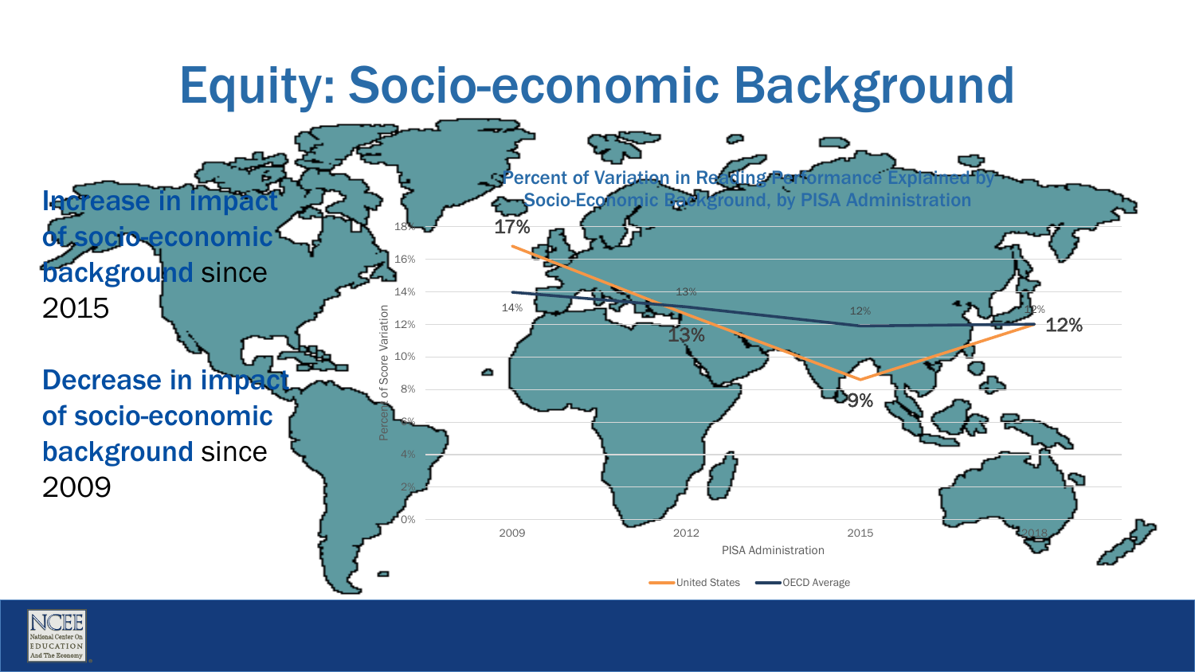# Equity: Socio-economic Background

**Increase in impact of socio-economic background** since 2015

**Decrease in impact of socio-economic background** since 2009

**Percent of Variation in Reading Performance Explained by Socio-Economic Background, by PISA Administration**

| PISA Administration | United States | OECD Average |
|---|---|---|
| 2009 | 17% | 14% |
| 2012 | 13% | 13% |
| 2015 | 9% | 12% |
| 2018 | 12% | 12% |

Y-axis: Percent of Score Variation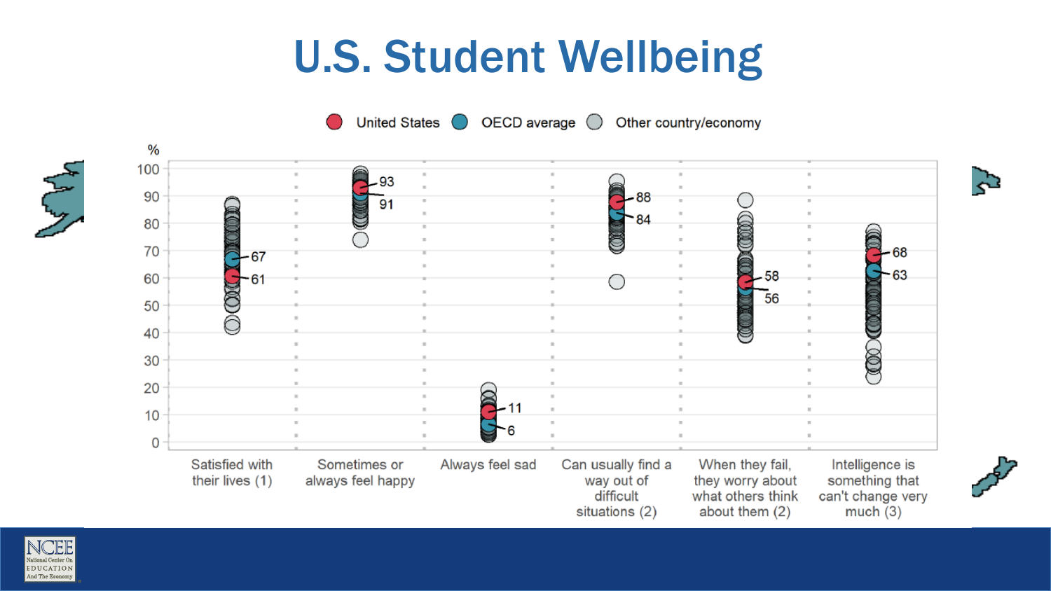# U.S. Student Wellbeing

United States | OECD average | Other country/economy

| | Satisfied with their lives (1) | Sometimes or always feel happy | Always feel sad | Can usually find a way out of difficult situations (2) | When they fail, they worry about what others think about them (2) | Intelligence is something that can't change very much (3) |
|---|---|---|---|---|---|---|
| United States (%) | 61 | 93 | 11 | 88 | 58 | 68 |
| OECD average (%) | 67 | 91 | 6 | 84 | 56 | 63 |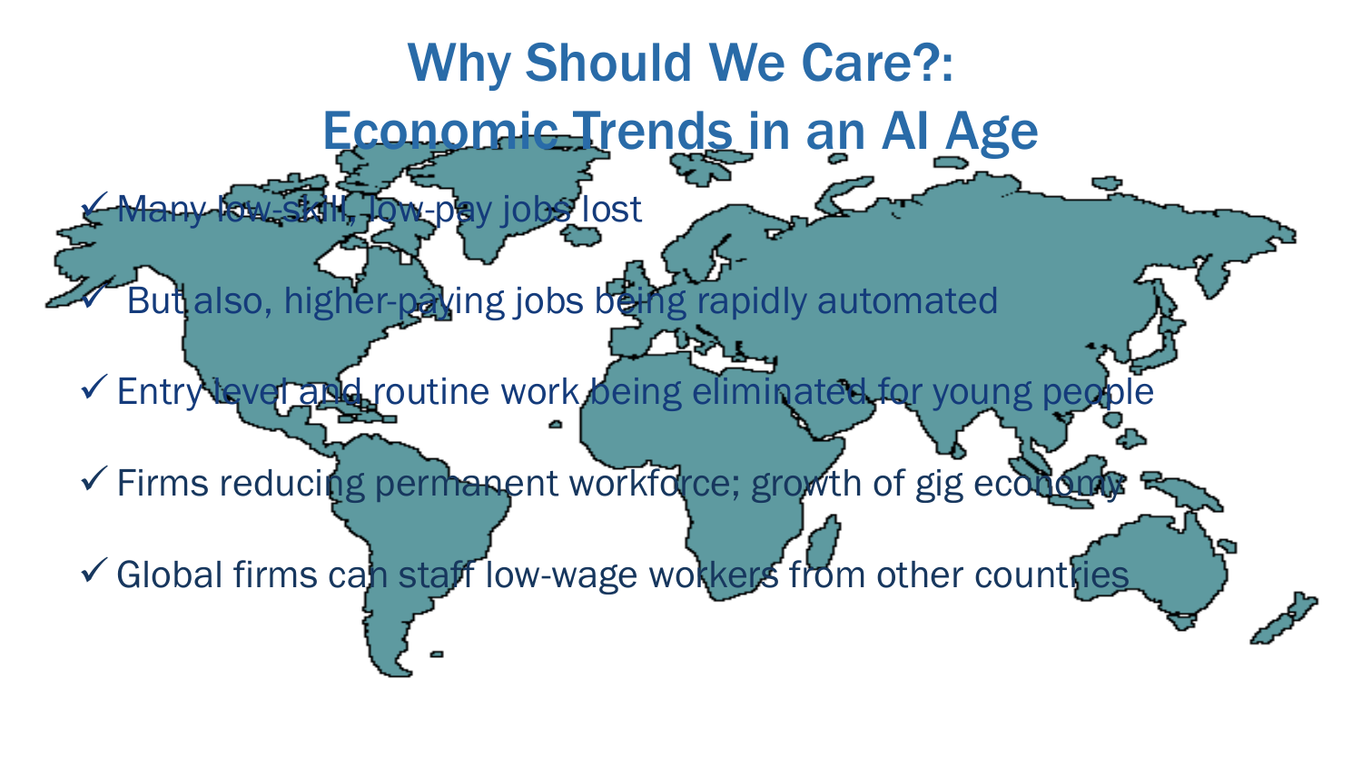# Why Should We Care?: Economic Trends in an AI Age

- ✓ Many low-skill, low-pay jobs lost
- ✓ But also, higher-paying jobs being rapidly automated
- ✓ Entry level and routine work being eliminated for young people
- ✓ Firms reducing permanent workforce; growth of gig economy
- ✓ Global firms can staff low-wage workers from other countries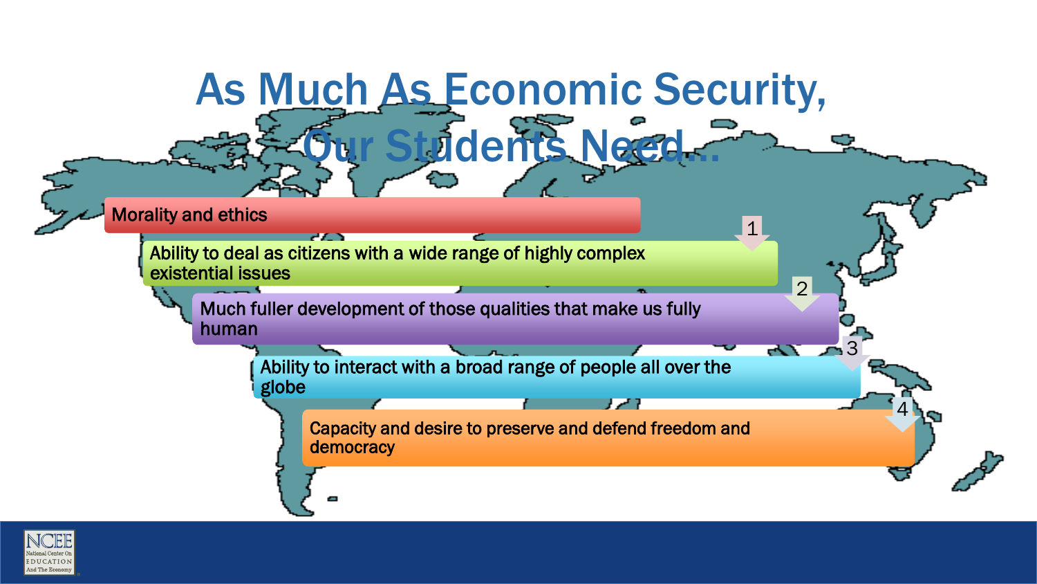# As Much As Economic Security, Our Students Need...

- Morality and ethics
- Ability to deal as citizens with a wide range of highly complex existential issues
- Much fuller development of those qualities that make us fully human
- Ability to interact with a broad range of people all over the globe
- Capacity and desire to preserve and defend freedom and democracy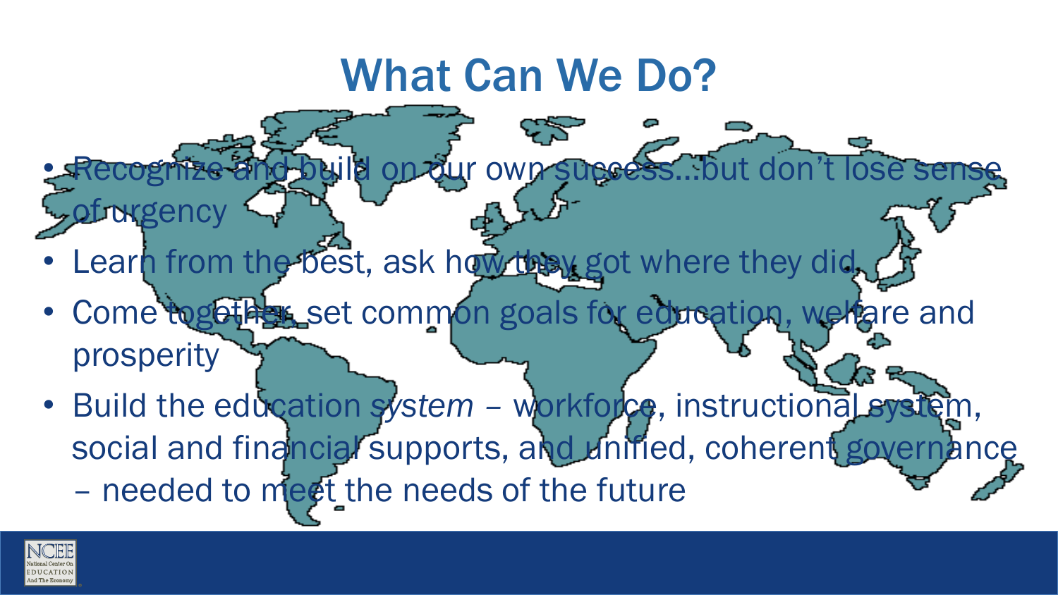# What Can We Do?

- Recognize and build on our own success…but don't lose sense of urgency
- Learn from the best, ask how they got where they did
- Come together, set common goals for education, welfare and prosperity
- Build the education *system* – workforce, instructional system, social and financial supports, and unified, coherent governance – needed to meet the needs of the future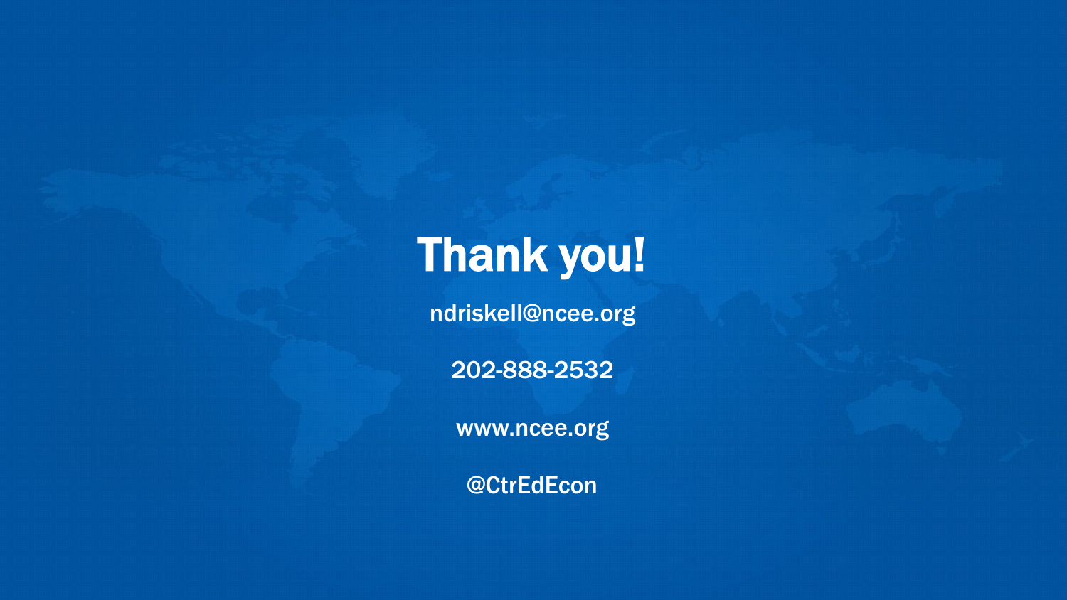# Thank you!

ndriskell@ncee.org

202-888-2532

www.ncee.org

@CtrEdEcon